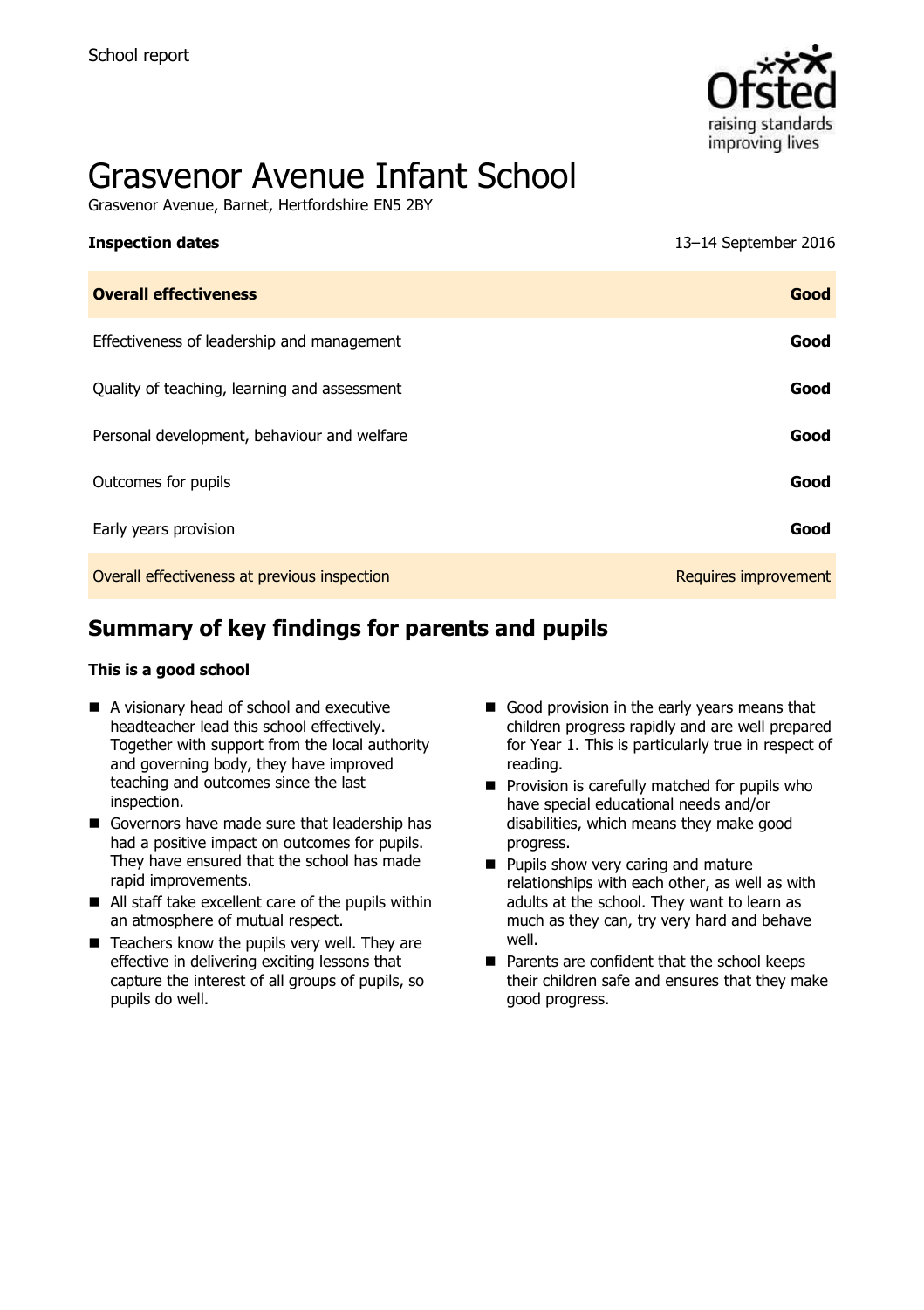School report

# Grasvenor Avenue Infant School

Grasvenor Avenue, Barnet, Hertfordshire EN5 2BY

| **Inspection dates** | 13–14 September 2016 |
| --- | --- |
| **Overall effectiveness** | **Good** |
| Effectiveness of leadership and management | **Good** |
| Quality of teaching, learning and assessment | **Good** |
| Personal development, behaviour and welfare | **Good** |
| Outcomes for pupils | **Good** |
| Early years provision | **Good** |
| Overall effectiveness at previous inspection | Requires improvement |

## Summary of key findings for parents and pupils

**This is a good school**

- A visionary head of school and executive headteacher lead this school effectively. Together with support from the local authority and governing body, they have improved teaching and outcomes since the last inspection.
- Governors have made sure that leadership has had a positive impact on outcomes for pupils. They have ensured that the school has made rapid improvements.
- All staff take excellent care of the pupils within an atmosphere of mutual respect.
- Teachers know the pupils very well. They are effective in delivering exciting lessons that capture the interest of all groups of pupils, so pupils do well.
- Good provision in the early years means that children progress rapidly and are well prepared for Year 1. This is particularly true in respect of reading.
- Provision is carefully matched for pupils who have special educational needs and/or disabilities, which means they make good progress.
- Pupils show very caring and mature relationships with each other, as well as with adults at the school. They want to learn as much as they can, try very hard and behave well.
- Parents are confident that the school keeps their children safe and ensures that they make good progress.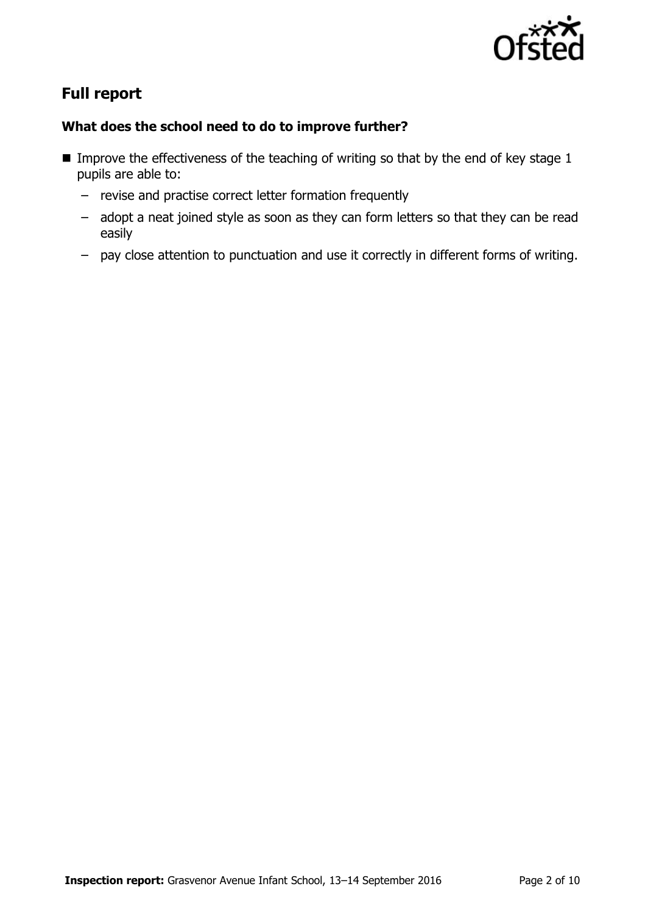## Full report

### What does the school need to do to improve further?

- Improve the effectiveness of the teaching of writing so that by the end of key stage 1 pupils are able to:
  - revise and practise correct letter formation frequently
  - adopt a neat joined style as soon as they can form letters so that they can be read easily
  - pay close attention to punctuation and use it correctly in different forms of writing.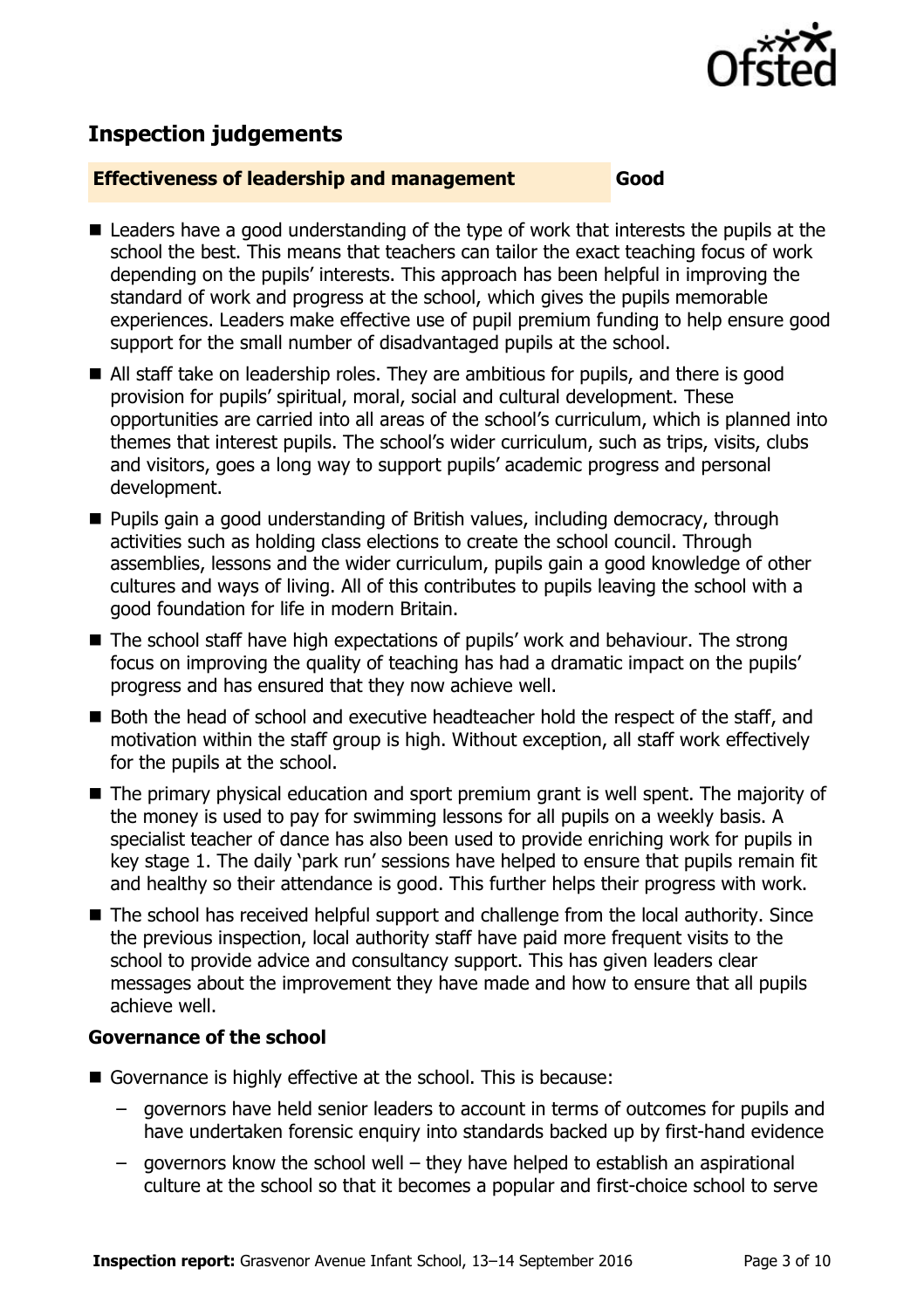## Inspection judgements

**Effectiveness of leadership and management** **Good**

- Leaders have a good understanding of the type of work that interests the pupils at the school the best. This means that teachers can tailor the exact teaching focus of work depending on the pupils' interests. This approach has been helpful in improving the standard of work and progress at the school, which gives the pupils memorable experiences. Leaders make effective use of pupil premium funding to help ensure good support for the small number of disadvantaged pupils at the school.
- All staff take on leadership roles. They are ambitious for pupils, and there is good provision for pupils' spiritual, moral, social and cultural development. These opportunities are carried into all areas of the school's curriculum, which is planned into themes that interest pupils. The school's wider curriculum, such as trips, visits, clubs and visitors, goes a long way to support pupils' academic progress and personal development.
- Pupils gain a good understanding of British values, including democracy, through activities such as holding class elections to create the school council. Through assemblies, lessons and the wider curriculum, pupils gain a good knowledge of other cultures and ways of living. All of this contributes to pupils leaving the school with a good foundation for life in modern Britain.
- The school staff have high expectations of pupils' work and behaviour. The strong focus on improving the quality of teaching has had a dramatic impact on the pupils' progress and has ensured that they now achieve well.
- Both the head of school and executive headteacher hold the respect of the staff, and motivation within the staff group is high. Without exception, all staff work effectively for the pupils at the school.
- The primary physical education and sport premium grant is well spent. The majority of the money is used to pay for swimming lessons for all pupils on a weekly basis. A specialist teacher of dance has also been used to provide enriching work for pupils in key stage 1. The daily 'park run' sessions have helped to ensure that pupils remain fit and healthy so their attendance is good. This further helps their progress with work.
- The school has received helpful support and challenge from the local authority. Since the previous inspection, local authority staff have paid more frequent visits to the school to provide advice and consultancy support. This has given leaders clear messages about the improvement they have made and how to ensure that all pupils achieve well.

### Governance of the school

- Governance is highly effective at the school. This is because:
  - governors have held senior leaders to account in terms of outcomes for pupils and have undertaken forensic enquiry into standards backed up by first-hand evidence
  - governors know the school well – they have helped to establish an aspirational culture at the school so that it becomes a popular and first-choice school to serve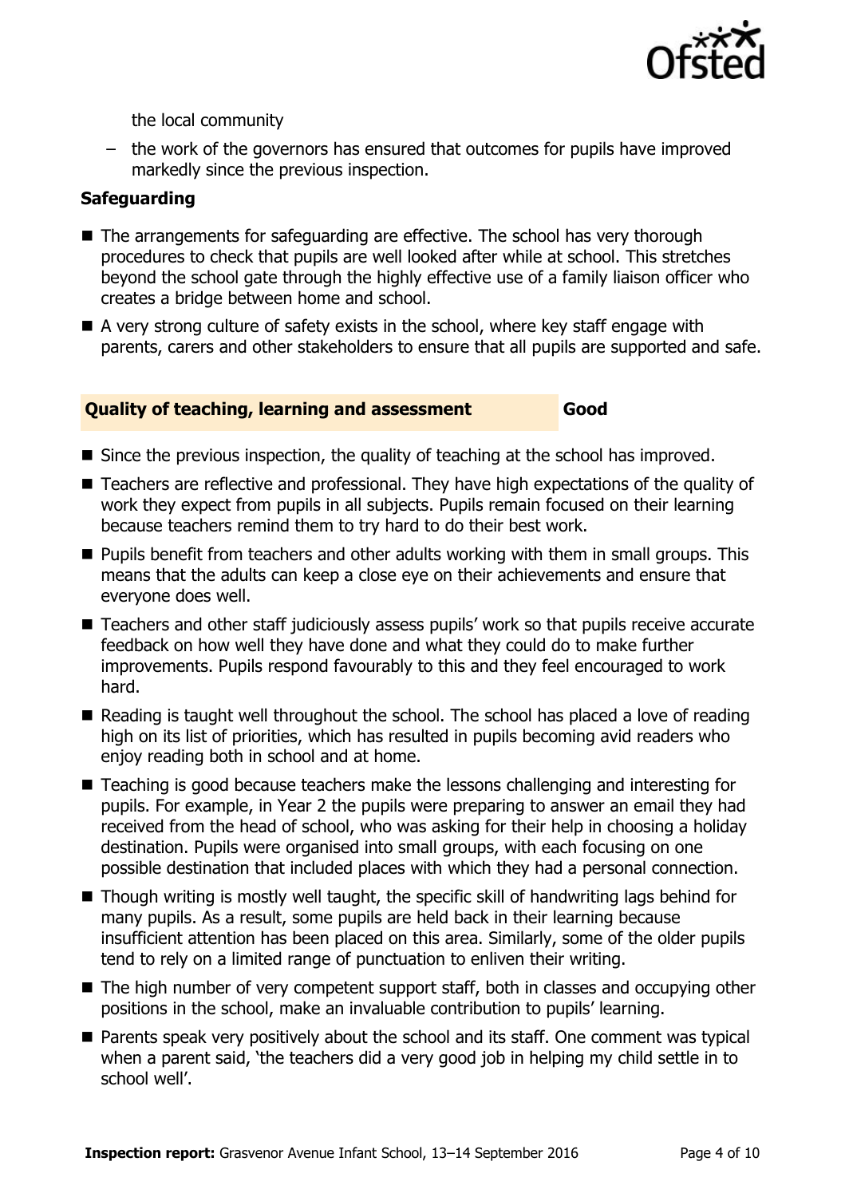the local community

- the work of the governors has ensured that outcomes for pupils have improved markedly since the previous inspection.

### Safeguarding

- The arrangements for safeguarding are effective. The school has very thorough procedures to check that pupils are well looked after while at school. This stretches beyond the school gate through the highly effective use of a family liaison officer who creates a bridge between home and school.
- A very strong culture of safety exists in the school, where key staff engage with parents, carers and other stakeholders to ensure that all pupils are supported and safe.

## Quality of teaching, learning and assessment — Good

- Since the previous inspection, the quality of teaching at the school has improved.
- Teachers are reflective and professional. They have high expectations of the quality of work they expect from pupils in all subjects. Pupils remain focused on their learning because teachers remind them to try hard to do their best work.
- Pupils benefit from teachers and other adults working with them in small groups. This means that the adults can keep a close eye on their achievements and ensure that everyone does well.
- Teachers and other staff judiciously assess pupils' work so that pupils receive accurate feedback on how well they have done and what they could do to make further improvements. Pupils respond favourably to this and they feel encouraged to work hard.
- Reading is taught well throughout the school. The school has placed a love of reading high on its list of priorities, which has resulted in pupils becoming avid readers who enjoy reading both in school and at home.
- Teaching is good because teachers make the lessons challenging and interesting for pupils. For example, in Year 2 the pupils were preparing to answer an email they had received from the head of school, who was asking for their help in choosing a holiday destination. Pupils were organised into small groups, with each focusing on one possible destination that included places with which they had a personal connection.
- Though writing is mostly well taught, the specific skill of handwriting lags behind for many pupils. As a result, some pupils are held back in their learning because insufficient attention has been placed on this area. Similarly, some of the older pupils tend to rely on a limited range of punctuation to enliven their writing.
- The high number of very competent support staff, both in classes and occupying other positions in the school, make an invaluable contribution to pupils' learning.
- Parents speak very positively about the school and its staff. One comment was typical when a parent said, 'the teachers did a very good job in helping my child settle in to school well'.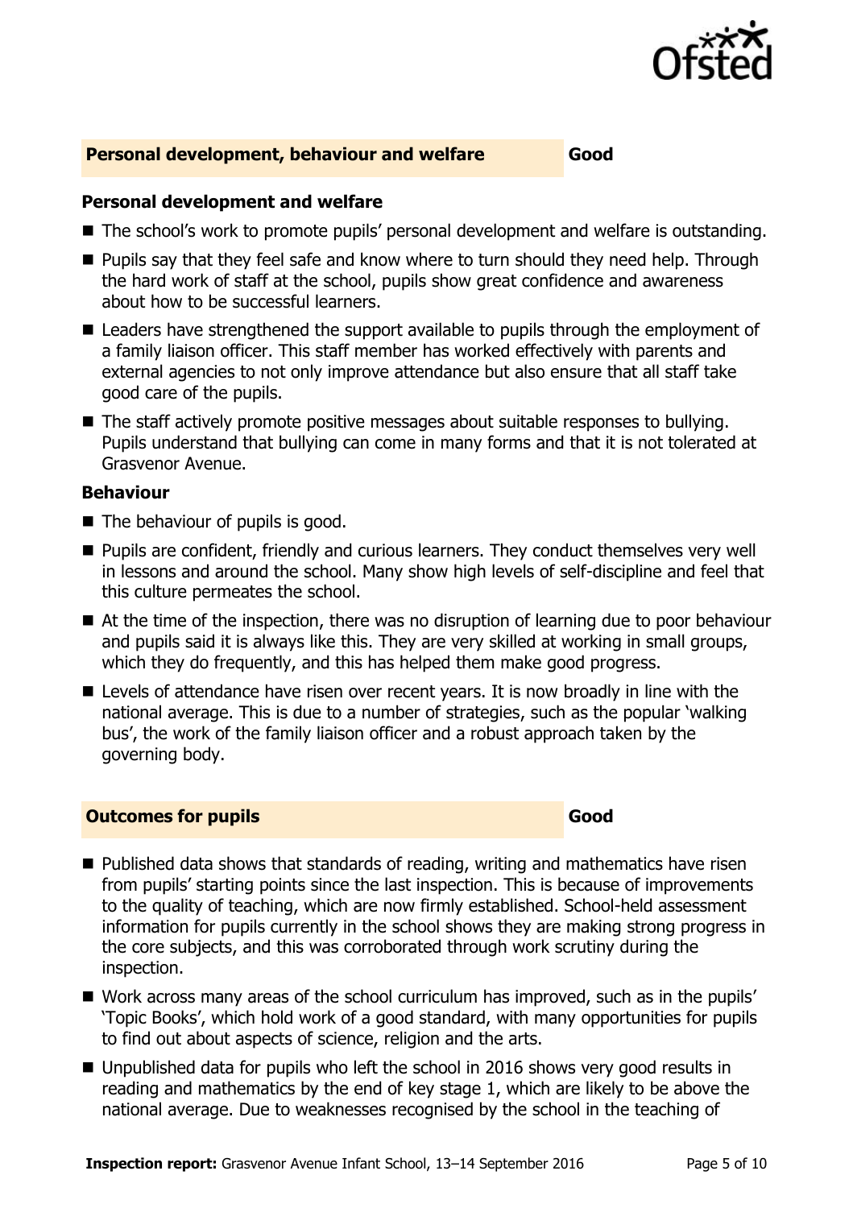## Personal development, behaviour and welfare — Good

### Personal development and welfare

- The school's work to promote pupils' personal development and welfare is outstanding.
- Pupils say that they feel safe and know where to turn should they need help. Through the hard work of staff at the school, pupils show great confidence and awareness about how to be successful learners.
- Leaders have strengthened the support available to pupils through the employment of a family liaison officer. This staff member has worked effectively with parents and external agencies to not only improve attendance but also ensure that all staff take good care of the pupils.
- The staff actively promote positive messages about suitable responses to bullying. Pupils understand that bullying can come in many forms and that it is not tolerated at Grasvenor Avenue.

### Behaviour

- The behaviour of pupils is good.
- Pupils are confident, friendly and curious learners. They conduct themselves very well in lessons and around the school. Many show high levels of self-discipline and feel that this culture permeates the school.
- At the time of the inspection, there was no disruption of learning due to poor behaviour and pupils said it is always like this. They are very skilled at working in small groups, which they do frequently, and this has helped them make good progress.
- Levels of attendance have risen over recent years. It is now broadly in line with the national average. This is due to a number of strategies, such as the popular 'walking bus', the work of the family liaison officer and a robust approach taken by the governing body.

## Outcomes for pupils — Good

- Published data shows that standards of reading, writing and mathematics have risen from pupils' starting points since the last inspection. This is because of improvements to the quality of teaching, which are now firmly established. School-held assessment information for pupils currently in the school shows they are making strong progress in the core subjects, and this was corroborated through work scrutiny during the inspection.
- Work across many areas of the school curriculum has improved, such as in the pupils' 'Topic Books', which hold work of a good standard, with many opportunities for pupils to find out about aspects of science, religion and the arts.
- Unpublished data for pupils who left the school in 2016 shows very good results in reading and mathematics by the end of key stage 1, which are likely to be above the national average. Due to weaknesses recognised by the school in the teaching of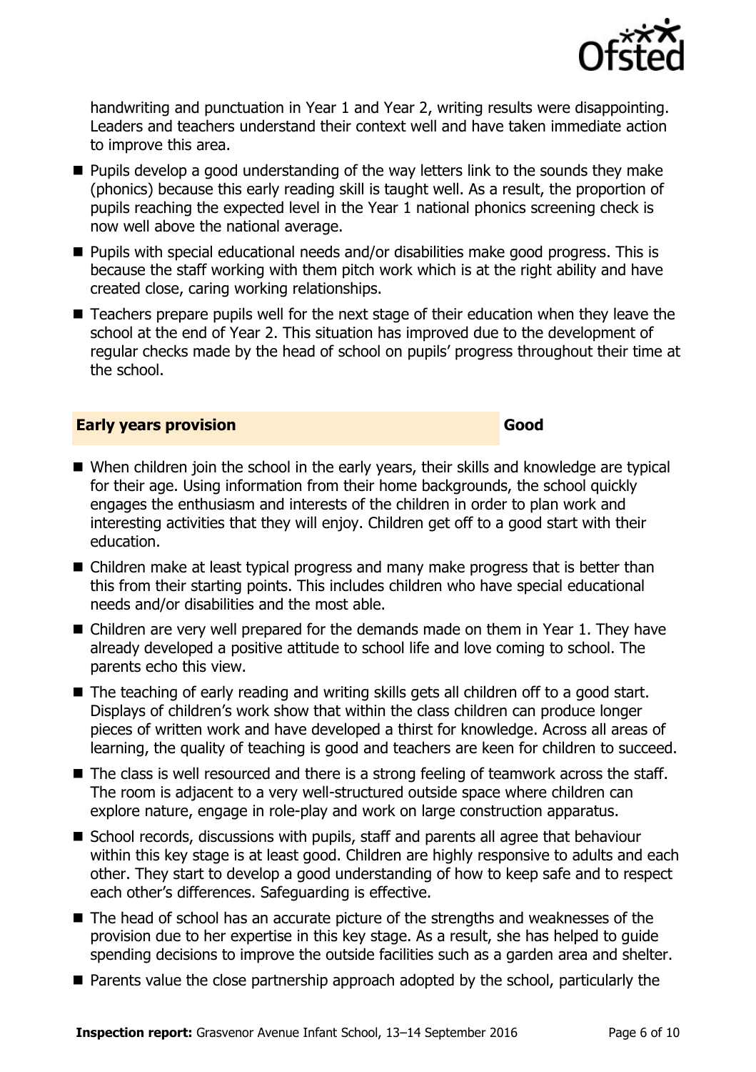handwriting and punctuation in Year 1 and Year 2, writing results were disappointing. Leaders and teachers understand their context well and have taken immediate action to improve this area.

- Pupils develop a good understanding of the way letters link to the sounds they make (phonics) because this early reading skill is taught well. As a result, the proportion of pupils reaching the expected level in the Year 1 national phonics screening check is now well above the national average.
- Pupils with special educational needs and/or disabilities make good progress. This is because the staff working with them pitch work which is at the right ability and have created close, caring working relationships.
- Teachers prepare pupils well for the next stage of their education when they leave the school at the end of Year 2. This situation has improved due to the development of regular checks made by the head of school on pupils' progress throughout their time at the school.

## Early years provision — Good

- When children join the school in the early years, their skills and knowledge are typical for their age. Using information from their home backgrounds, the school quickly engages the enthusiasm and interests of the children in order to plan work and interesting activities that they will enjoy. Children get off to a good start with their education.
- Children make at least typical progress and many make progress that is better than this from their starting points. This includes children who have special educational needs and/or disabilities and the most able.
- Children are very well prepared for the demands made on them in Year 1. They have already developed a positive attitude to school life and love coming to school. The parents echo this view.
- The teaching of early reading and writing skills gets all children off to a good start. Displays of children's work show that within the class children can produce longer pieces of written work and have developed a thirst for knowledge. Across all areas of learning, the quality of teaching is good and teachers are keen for children to succeed.
- The class is well resourced and there is a strong feeling of teamwork across the staff. The room is adjacent to a very well-structured outside space where children can explore nature, engage in role-play and work on large construction apparatus.
- School records, discussions with pupils, staff and parents all agree that behaviour within this key stage is at least good. Children are highly responsive to adults and each other. They start to develop a good understanding of how to keep safe and to respect each other's differences. Safeguarding is effective.
- The head of school has an accurate picture of the strengths and weaknesses of the provision due to her expertise in this key stage. As a result, she has helped to guide spending decisions to improve the outside facilities such as a garden area and shelter.
- Parents value the close partnership approach adopted by the school, particularly the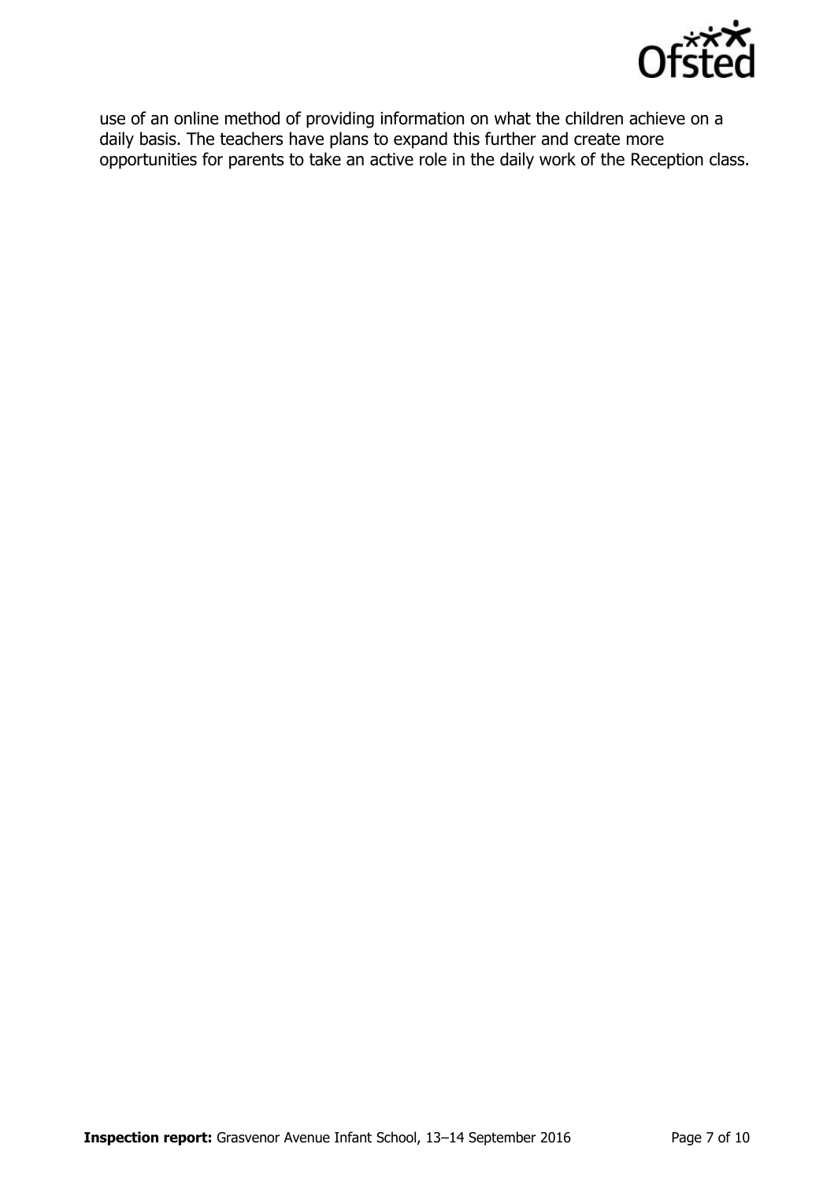use of an online method of providing information on what the children achieve on a daily basis. The teachers have plans to expand this further and create more opportunities for parents to take an active role in the daily work of the Reception class.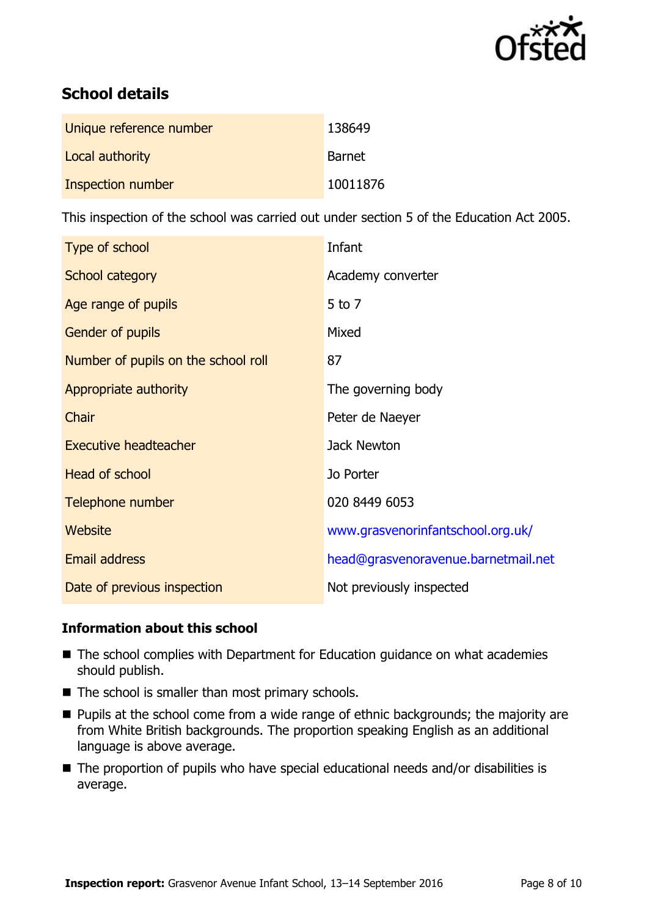## School details

| | |
|---|---|
| Unique reference number | 138649 |
| Local authority | Barnet |
| Inspection number | 10011876 |

This inspection of the school was carried out under section 5 of the Education Act 2005.

| | |
|---|---|
| Type of school | Infant |
| School category | Academy converter |
| Age range of pupils | 5 to 7 |
| Gender of pupils | Mixed |
| Number of pupils on the school roll | 87 |
| Appropriate authority | The governing body |
| Chair | Peter de Naeyer |
| Executive headteacher | Jack Newton |
| Head of school | Jo Porter |
| Telephone number | 020 8449 6053 |
| Website | www.grasvenorinfantschool.org.uk/ |
| Email address | head@grasvenoravenue.barnetmail.net |
| Date of previous inspection | Not previously inspected |

### Information about this school

- The school complies with Department for Education guidance on what academies should publish.
- The school is smaller than most primary schools.
- Pupils at the school come from a wide range of ethnic backgrounds; the majority are from White British backgrounds. The proportion speaking English as an additional language is above average.
- The proportion of pupils who have special educational needs and/or disabilities is average.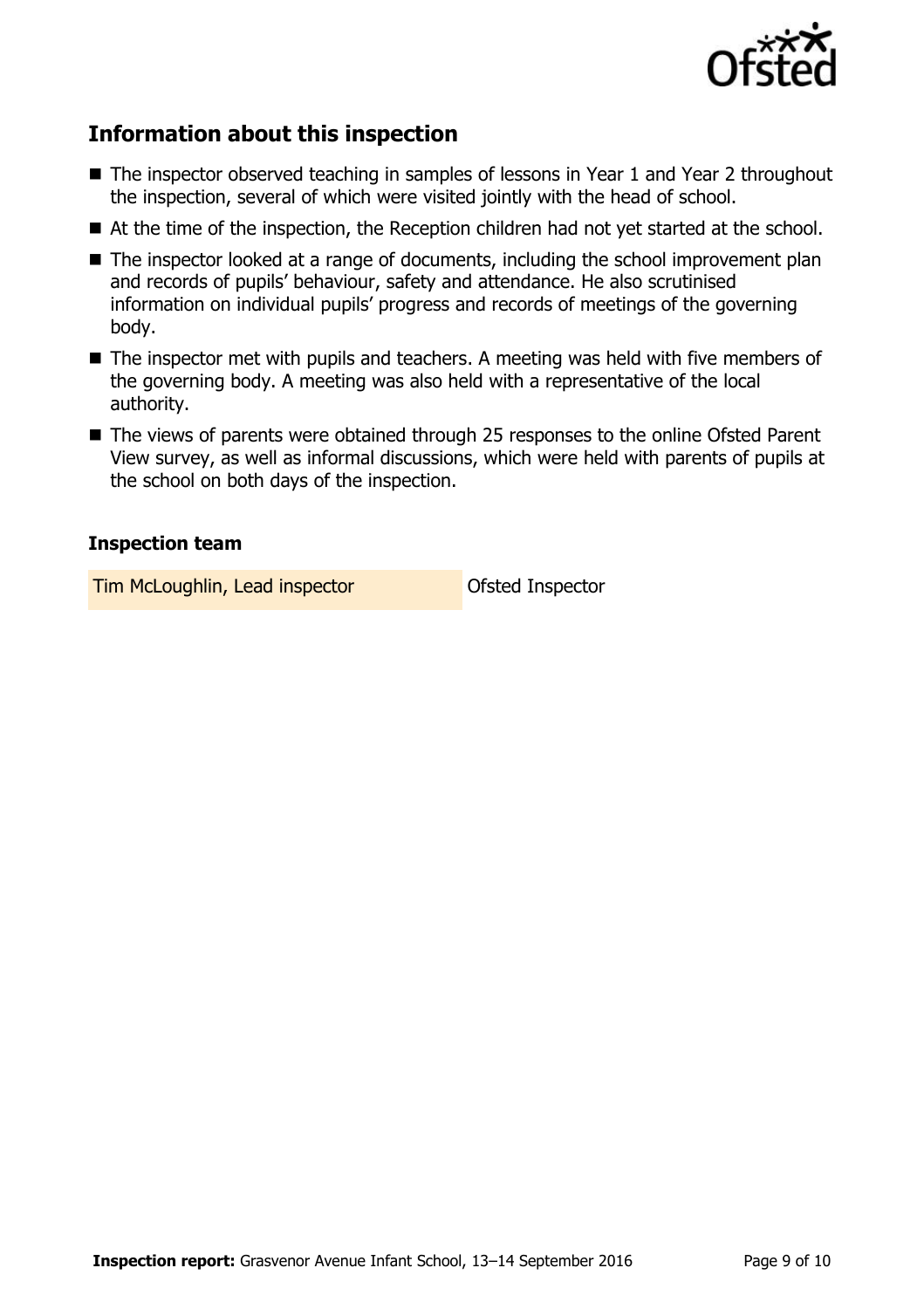## Information about this inspection

- The inspector observed teaching in samples of lessons in Year 1 and Year 2 throughout the inspection, several of which were visited jointly with the head of school.
- At the time of the inspection, the Reception children had not yet started at the school.
- The inspector looked at a range of documents, including the school improvement plan and records of pupils' behaviour, safety and attendance. He also scrutinised information on individual pupils' progress and records of meetings of the governing body.
- The inspector met with pupils and teachers. A meeting was held with five members of the governing body. A meeting was also held with a representative of the local authority.
- The views of parents were obtained through 25 responses to the online Ofsted Parent View survey, as well as informal discussions, which were held with parents of pupils at the school on both days of the inspection.

### Inspection team

| | |
|---|---|
| Tim McLoughlin, Lead inspector | Ofsted Inspector |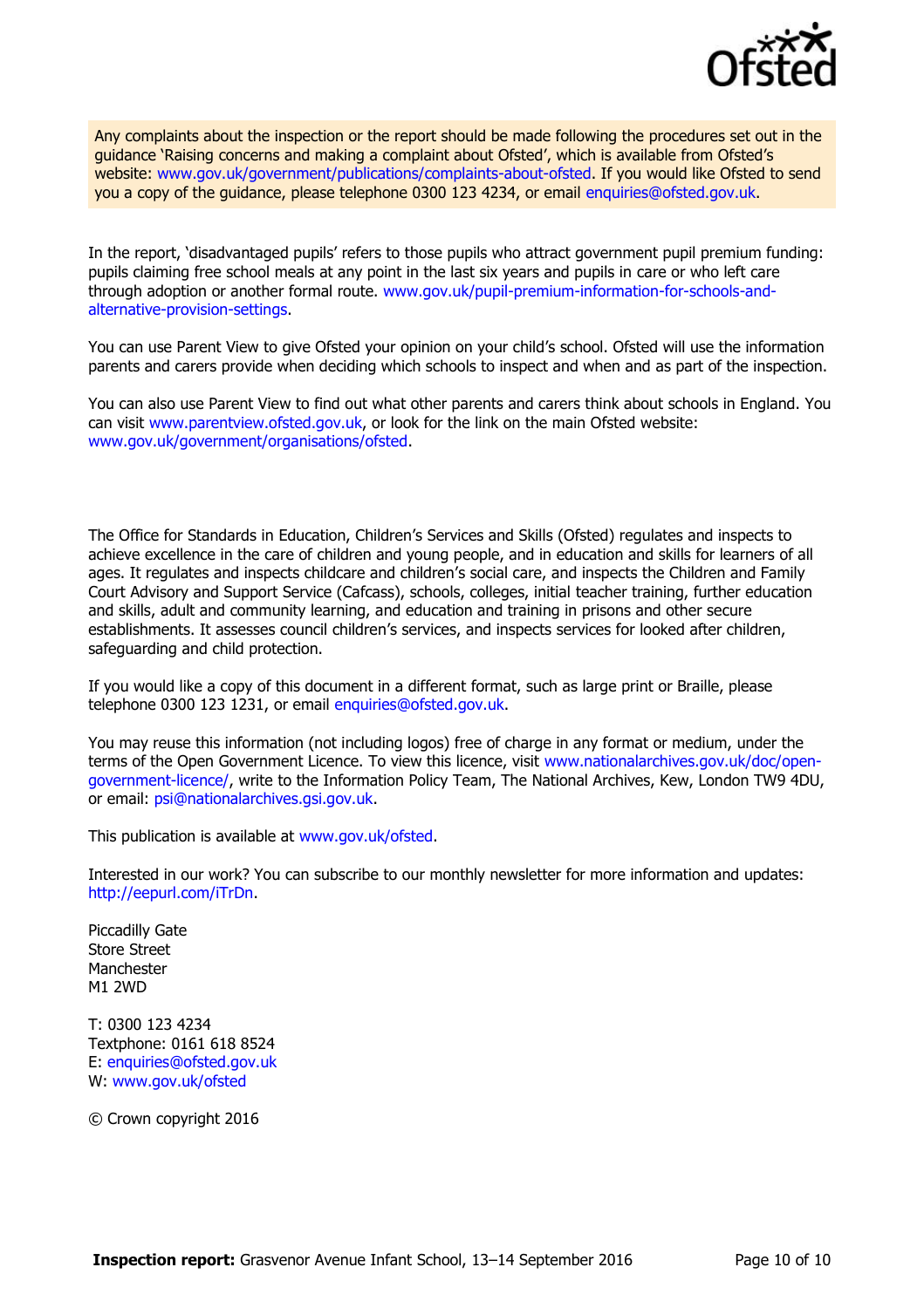Any complaints about the inspection or the report should be made following the procedures set out in the guidance 'Raising concerns and making a complaint about Ofsted', which is available from Ofsted's website: www.gov.uk/government/publications/complaints-about-ofsted. If you would like Ofsted to send you a copy of the guidance, please telephone 0300 123 4234, or email enquiries@ofsted.gov.uk.

In the report, 'disadvantaged pupils' refers to those pupils who attract government pupil premium funding: pupils claiming free school meals at any point in the last six years and pupils in care or who left care through adoption or another formal route. www.gov.uk/pupil-premium-information-for-schools-and-alternative-provision-settings.

You can use Parent View to give Ofsted your opinion on your child's school. Ofsted will use the information parents and carers provide when deciding which schools to inspect and when and as part of the inspection.

You can also use Parent View to find out what other parents and carers think about schools in England. You can visit www.parentview.ofsted.gov.uk, or look for the link on the main Ofsted website: www.gov.uk/government/organisations/ofsted.

The Office for Standards in Education, Children's Services and Skills (Ofsted) regulates and inspects to achieve excellence in the care of children and young people, and in education and skills for learners of all ages. It regulates and inspects childcare and children's social care, and inspects the Children and Family Court Advisory and Support Service (Cafcass), schools, colleges, initial teacher training, further education and skills, adult and community learning, and education and training in prisons and other secure establishments. It assesses council children's services, and inspects services for looked after children, safeguarding and child protection.

If you would like a copy of this document in a different format, such as large print or Braille, please telephone 0300 123 1231, or email enquiries@ofsted.gov.uk.

You may reuse this information (not including logos) free of charge in any format or medium, under the terms of the Open Government Licence. To view this licence, visit www.nationalarchives.gov.uk/doc/open-government-licence/, write to the Information Policy Team, The National Archives, Kew, London TW9 4DU, or email: psi@nationalarchives.gsi.gov.uk.

This publication is available at www.gov.uk/ofsted.

Interested in our work? You can subscribe to our monthly newsletter for more information and updates: http://eepurl.com/iTrDn.

Piccadilly Gate
Store Street
Manchester
M1 2WD

T: 0300 123 4234
Textphone: 0161 618 8524
E: enquiries@ofsted.gov.uk
W: www.gov.uk/ofsted

© Crown copyright 2016